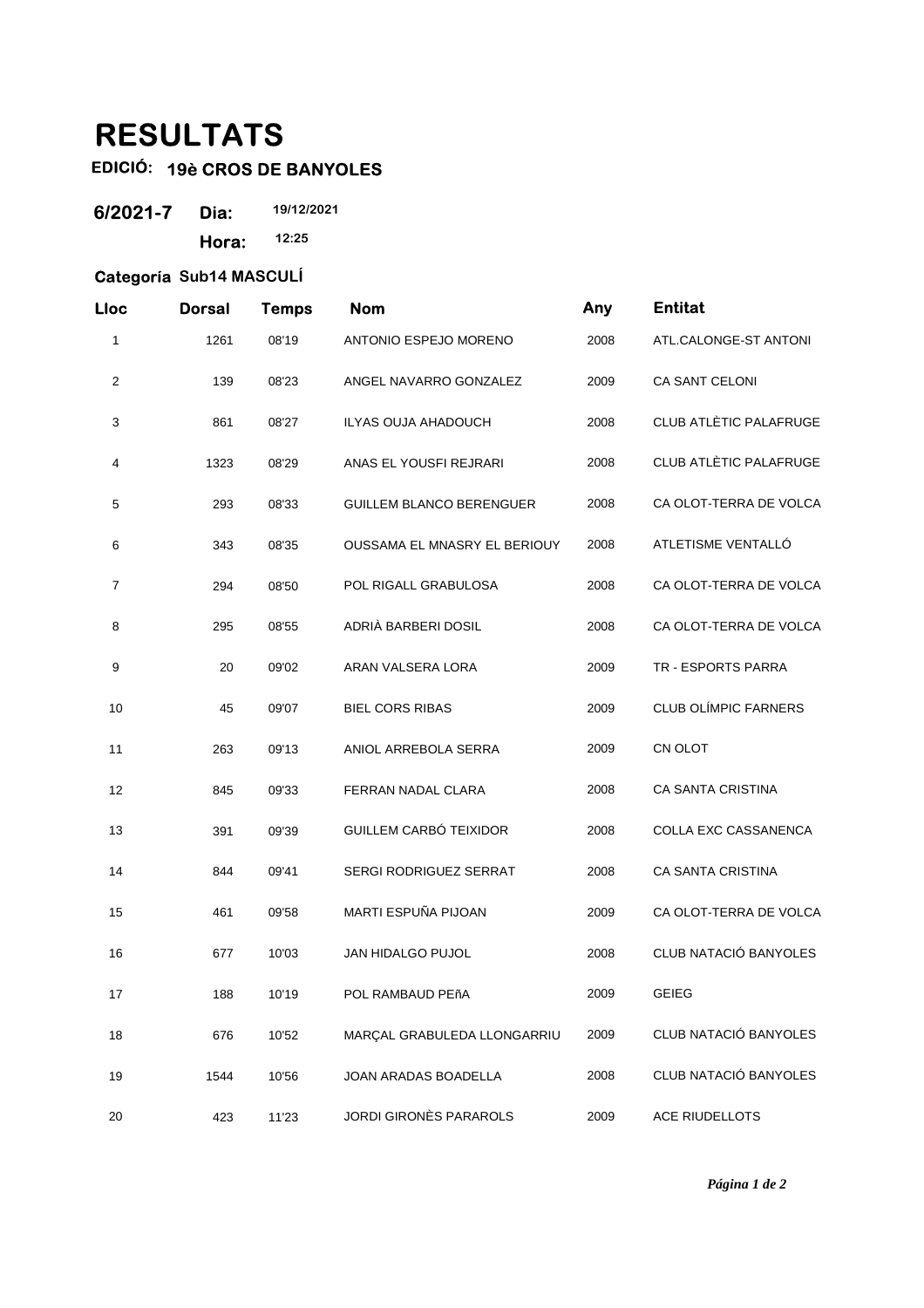# RESULTATS

**EDICIÓ: 19è CROS DE BANYOLES**

**6/2021-7** **Dia:** 19/12/2021

**Hora:** 12:25

**Categoría Sub14 MASCULÍ**

| Lloc | Dorsal | Temps | Nom | Any | Entitat |
|---|---|---|---|---|---|
| 1 | 1261 | 08'19 | ANTONIO ESPEJO MORENO | 2008 | ATL.CALONGE-ST ANTONI |
| 2 | 139 | 08'23 | ANGEL NAVARRO GONZALEZ | 2009 | CA SANT CELONI |
| 3 | 861 | 08'27 | ILYAS OUJA AHADOUCH | 2008 | CLUB ATLÈTIC PALAFRUGE |
| 4 | 1323 | 08'29 | ANAS EL YOUSFI REJRARI | 2008 | CLUB ATLÈTIC PALAFRUGE |
| 5 | 293 | 08'33 | GUILLEM BLANCO BERENGUER | 2008 | CA OLOT-TERRA DE VOLCA |
| 6 | 343 | 08'35 | OUSSAMA EL MNASRY EL BERIOUY | 2008 | ATLETISME VENTALLÓ |
| 7 | 294 | 08'50 | POL RIGALL GRABULOSA | 2008 | CA OLOT-TERRA DE VOLCA |
| 8 | 295 | 08'55 | ADRIÀ BARBERI DOSIL | 2008 | CA OLOT-TERRA DE VOLCA |
| 9 | 20 | 09'02 | ARAN VALSERA LORA | 2009 | TR - ESPORTS PARRA |
| 10 | 45 | 09'07 | BIEL CORS RIBAS | 2009 | CLUB OLÍMPIC FARNERS |
| 11 | 263 | 09'13 | ANIOL ARREBOLA SERRA | 2009 | CN OLOT |
| 12 | 845 | 09'33 | FERRAN NADAL CLARA | 2008 | CA SANTA CRISTINA |
| 13 | 391 | 09'39 | GUILLEM CARBÓ TEIXIDOR | 2008 | COLLA EXC CASSANENCA |
| 14 | 844 | 09'41 | SERGI RODRIGUEZ SERRAT | 2008 | CA SANTA CRISTINA |
| 15 | 461 | 09'58 | MARTI ESPUÑA PIJOAN | 2009 | CA OLOT-TERRA DE VOLCA |
| 16 | 677 | 10'03 | JAN HIDALGO PUJOL | 2008 | CLUB NATACIÓ BANYOLES |
| 17 | 188 | 10'19 | POL RAMBAUD PEñA | 2009 | GEIEG |
| 18 | 676 | 10'52 | MARÇAL GRABULEDA LLONGARRIU | 2009 | CLUB NATACIÓ BANYOLES |
| 19 | 1544 | 10'56 | JOAN ARADAS BOADELLA | 2008 | CLUB NATACIÓ BANYOLES |
| 20 | 423 | 11'23 | JORDI GIRONÈS PARAROLS | 2009 | ACE RIUDELLOTS |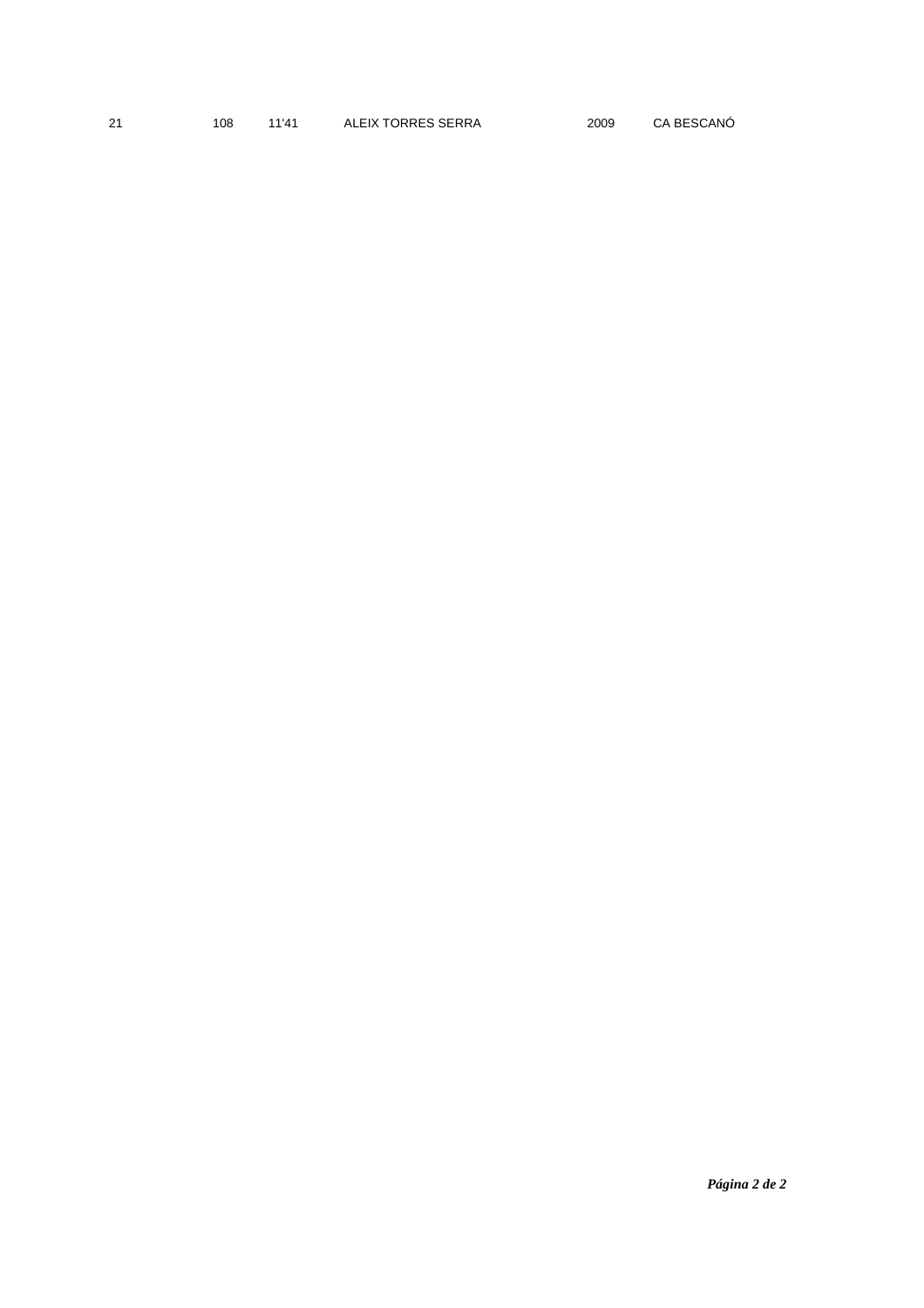| | | | | | |
|---|---|---|---|---|---|
| 21 | 108 | 11'41 | ALEIX TORRES SERRA | 2009 | CA BESCANÓ |